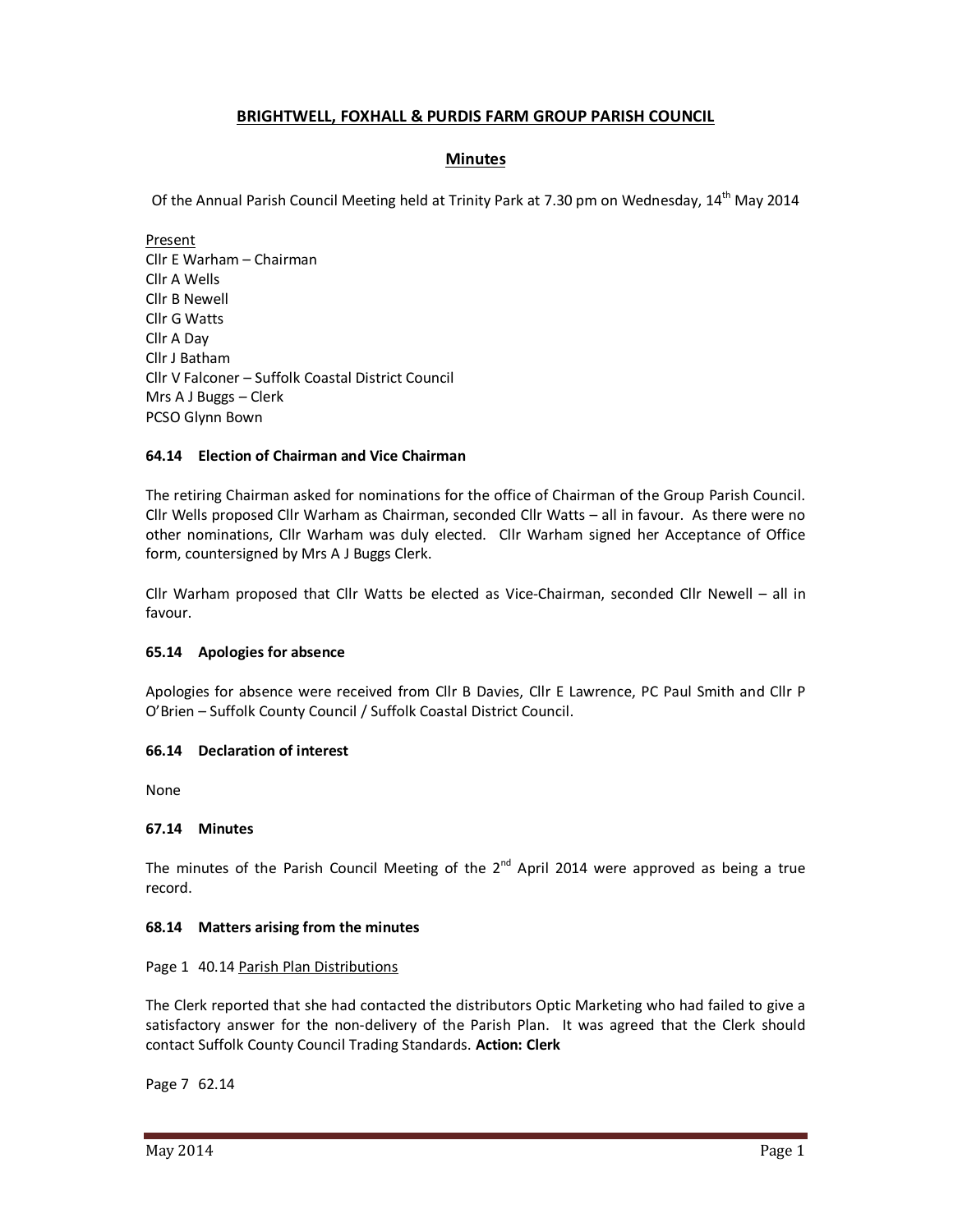# BRIGHTWELL, FOXHALL & PURDIS FARM GROUP PARISH COUNCIL

## Minutes

Of the Annual Parish Council Meeting held at Trinity Park at 7.30 pm on Wednesday, 14th May 2014

Present
Cllr E Warham – Chairman
Cllr A Wells
Cllr B Newell
Cllr G Watts
Cllr A Day
Cllr J Batham
Cllr V Falconer – Suffolk Coastal District Council
Mrs A J Buggs – Clerk
PCSO Glynn Bown

**64.14 Election of Chairman and Vice Chairman**

The retiring Chairman asked for nominations for the office of Chairman of the Group Parish Council. Cllr Wells proposed Cllr Warham as Chairman, seconded Cllr Watts – all in favour. As there were no other nominations, Cllr Warham was duly elected. Cllr Warham signed her Acceptance of Office form, countersigned by Mrs A J Buggs Clerk.

Cllr Warham proposed that Cllr Watts be elected as Vice-Chairman, seconded Cllr Newell – all in favour.

**65.14 Apologies for absence**

Apologies for absence were received from Cllr B Davies, Cllr E Lawrence, PC Paul Smith and Cllr P O'Brien – Suffolk County Council / Suffolk Coastal District Council.

**66.14 Declaration of interest**

None

**67.14 Minutes**

The minutes of the Parish Council Meeting of the 2nd April 2014 were approved as being a true record.

**68.14 Matters arising from the minutes**

Page 1 40.14 Parish Plan Distributions

The Clerk reported that she had contacted the distributors Optic Marketing who had failed to give a satisfactory answer for the non-delivery of the Parish Plan. It was agreed that the Clerk should contact Suffolk County Council Trading Standards. **Action: Clerk**

Page 7 62.14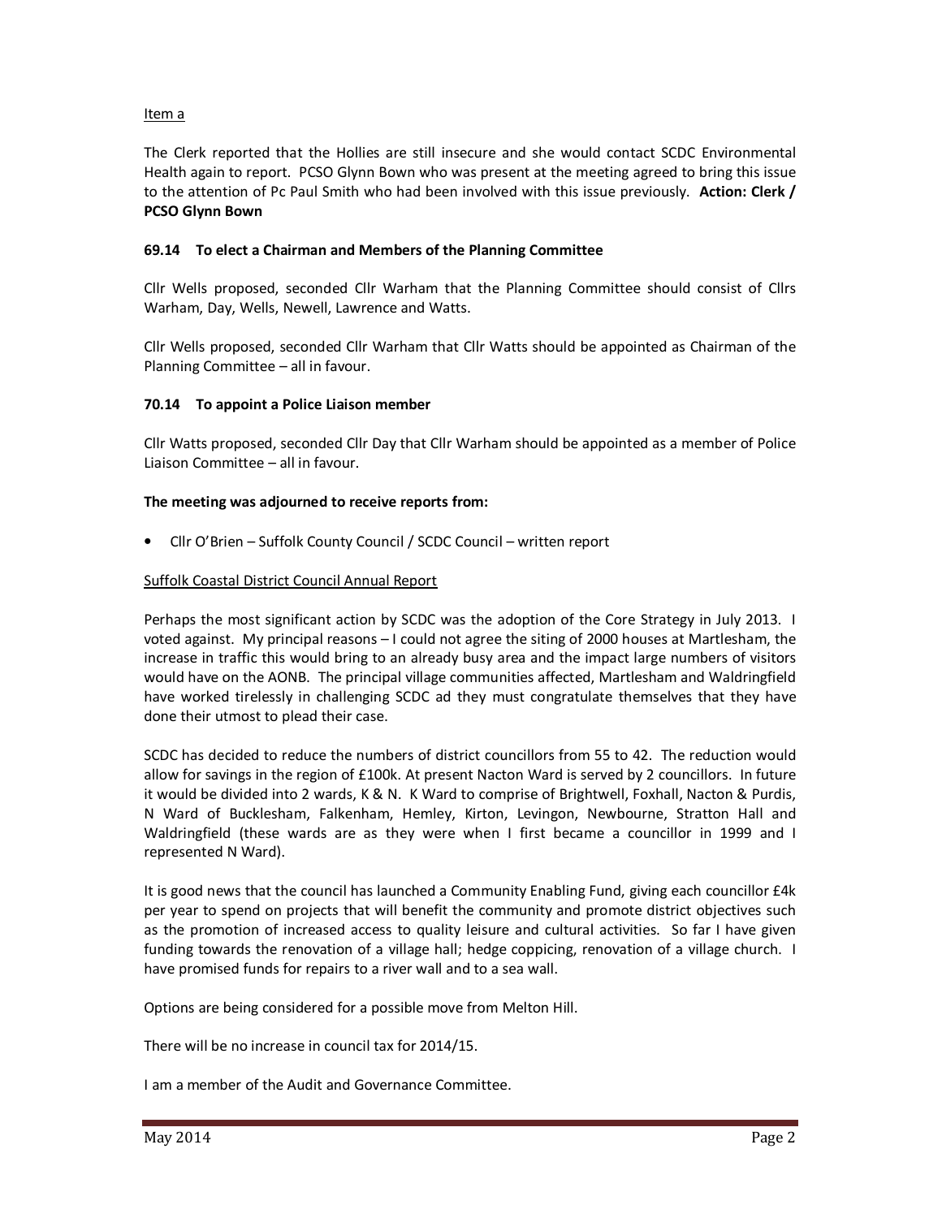Item a

The Clerk reported that the Hollies are still insecure and she would contact SCDC Environmental Health again to report. PCSO Glynn Bown who was present at the meeting agreed to bring this issue to the attention of Pc Paul Smith who had been involved with this issue previously. **Action: Clerk / PCSO Glynn Bown**

**69.14 To elect a Chairman and Members of the Planning Committee**

Cllr Wells proposed, seconded Cllr Warham that the Planning Committee should consist of Cllrs Warham, Day, Wells, Newell, Lawrence and Watts.

Cllr Wells proposed, seconded Cllr Warham that Cllr Watts should be appointed as Chairman of the Planning Committee – all in favour.

**70.14 To appoint a Police Liaison member**

Cllr Watts proposed, seconded Cllr Day that Cllr Warham should be appointed as a member of Police Liaison Committee – all in favour.

**The meeting was adjourned to receive reports from:**

- Cllr O'Brien – Suffolk County Council / SCDC Council – written report

Suffolk Coastal District Council Annual Report

Perhaps the most significant action by SCDC was the adoption of the Core Strategy in July 2013. I voted against. My principal reasons – I could not agree the siting of 2000 houses at Martlesham, the increase in traffic this would bring to an already busy area and the impact large numbers of visitors would have on the AONB. The principal village communities affected, Martlesham and Waldringfield have worked tirelessly in challenging SCDC ad they must congratulate themselves that they have done their utmost to plead their case.

SCDC has decided to reduce the numbers of district councillors from 55 to 42. The reduction would allow for savings in the region of £100k. At present Nacton Ward is served by 2 councillors. In future it would be divided into 2 wards, K & N. K Ward to comprise of Brightwell, Foxhall, Nacton & Purdis, N Ward of Bucklesham, Falkenham, Hemley, Kirton, Levington, Newbourne, Stratton Hall and Waldringfield (these wards are as they were when I first became a councillor in 1999 and I represented N Ward).

It is good news that the council has launched a Community Enabling Fund, giving each councillor £4k per year to spend on projects that will benefit the community and promote district objectives such as the promotion of increased access to quality leisure and cultural activities. So far I have given funding towards the renovation of a village hall; hedge coppicing, renovation of a village church. I have promised funds for repairs to a river wall and to a sea wall.

Options are being considered for a possible move from Melton Hill.

There will be no increase in council tax for 2014/15.

I am a member of the Audit and Governance Committee.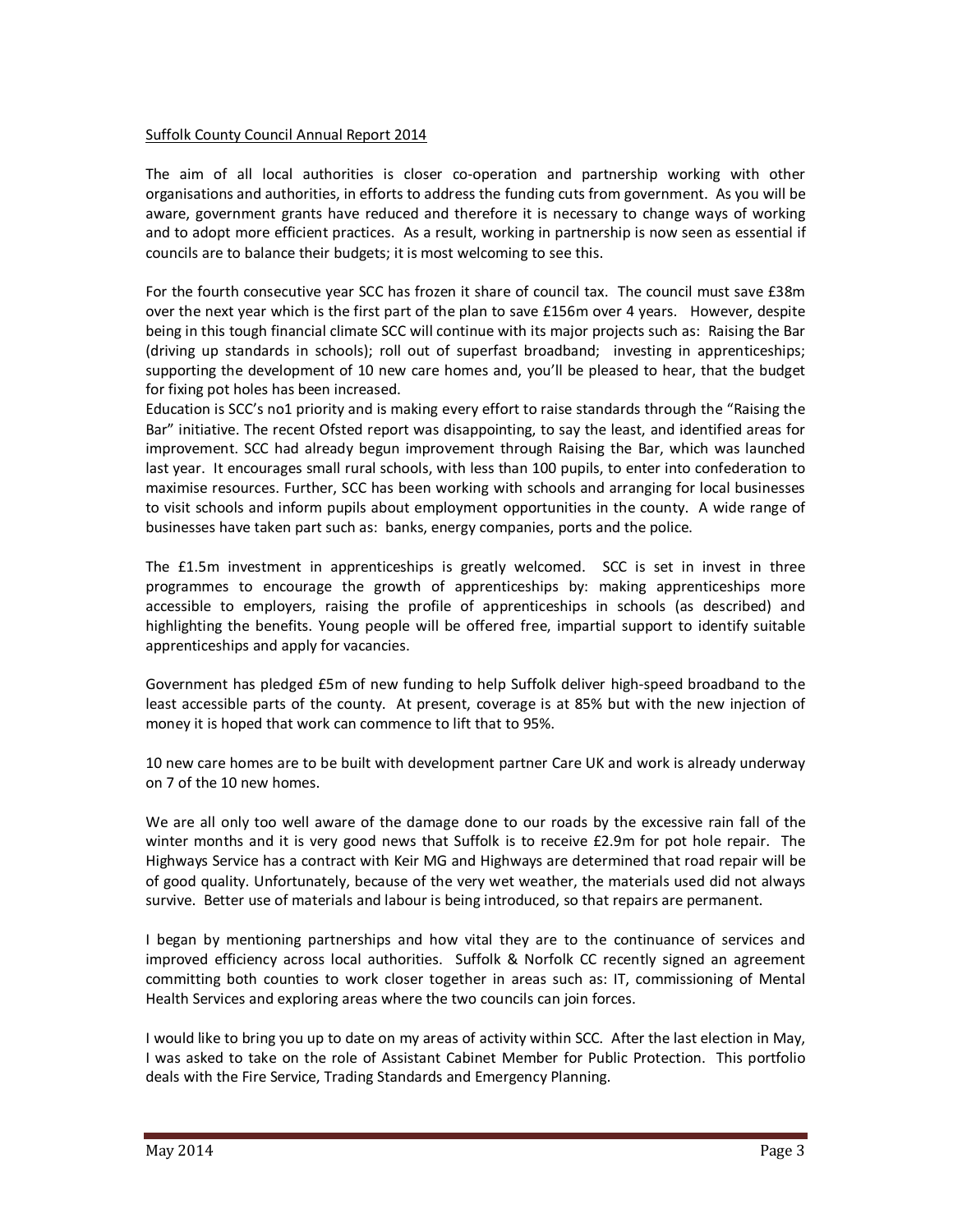Suffolk County Council Annual Report 2014

The aim of all local authorities is closer co-operation and partnership working with other organisations and authorities, in efforts to address the funding cuts from government. As you will be aware, government grants have reduced and therefore it is necessary to change ways of working and to adopt more efficient practices. As a result, working in partnership is now seen as essential if councils are to balance their budgets; it is most welcoming to see this.

For the fourth consecutive year SCC has frozen it share of council tax. The council must save £38m over the next year which is the first part of the plan to save £156m over 4 years. However, despite being in this tough financial climate SCC will continue with its major projects such as: Raising the Bar (driving up standards in schools); roll out of superfast broadband; investing in apprenticeships; supporting the development of 10 new care homes and, you'll be pleased to hear, that the budget for fixing pot holes has been increased.

Education is SCC's no1 priority and is making every effort to raise standards through the "Raising the Bar" initiative. The recent Ofsted report was disappointing, to say the least, and identified areas for improvement. SCC had already begun improvement through Raising the Bar, which was launched last year. It encourages small rural schools, with less than 100 pupils, to enter into confederation to maximise resources. Further, SCC has been working with schools and arranging for local businesses to visit schools and inform pupils about employment opportunities in the county. A wide range of businesses have taken part such as: banks, energy companies, ports and the police.

The £1.5m investment in apprenticeships is greatly welcomed. SCC is set in invest in three programmes to encourage the growth of apprenticeships by: making apprenticeships more accessible to employers, raising the profile of apprenticeships in schools (as described) and highlighting the benefits. Young people will be offered free, impartial support to identify suitable apprenticeships and apply for vacancies.

Government has pledged £5m of new funding to help Suffolk deliver high-speed broadband to the least accessible parts of the county. At present, coverage is at 85% but with the new injection of money it is hoped that work can commence to lift that to 95%.

10 new care homes are to be built with development partner Care UK and work is already underway on 7 of the 10 new homes.

We are all only too well aware of the damage done to our roads by the excessive rain fall of the winter months and it is very good news that Suffolk is to receive £2.9m for pot hole repair. The Highways Service has a contract with Keir MG and Highways are determined that road repair will be of good quality. Unfortunately, because of the very wet weather, the materials used did not always survive. Better use of materials and labour is being introduced, so that repairs are permanent.

I began by mentioning partnerships and how vital they are to the continuance of services and improved efficiency across local authorities. Suffolk & Norfolk CC recently signed an agreement committing both counties to work closer together in areas such as: IT, commissioning of Mental Health Services and exploring areas where the two councils can join forces.

I would like to bring you up to date on my areas of activity within SCC. After the last election in May, I was asked to take on the role of Assistant Cabinet Member for Public Protection. This portfolio deals with the Fire Service, Trading Standards and Emergency Planning.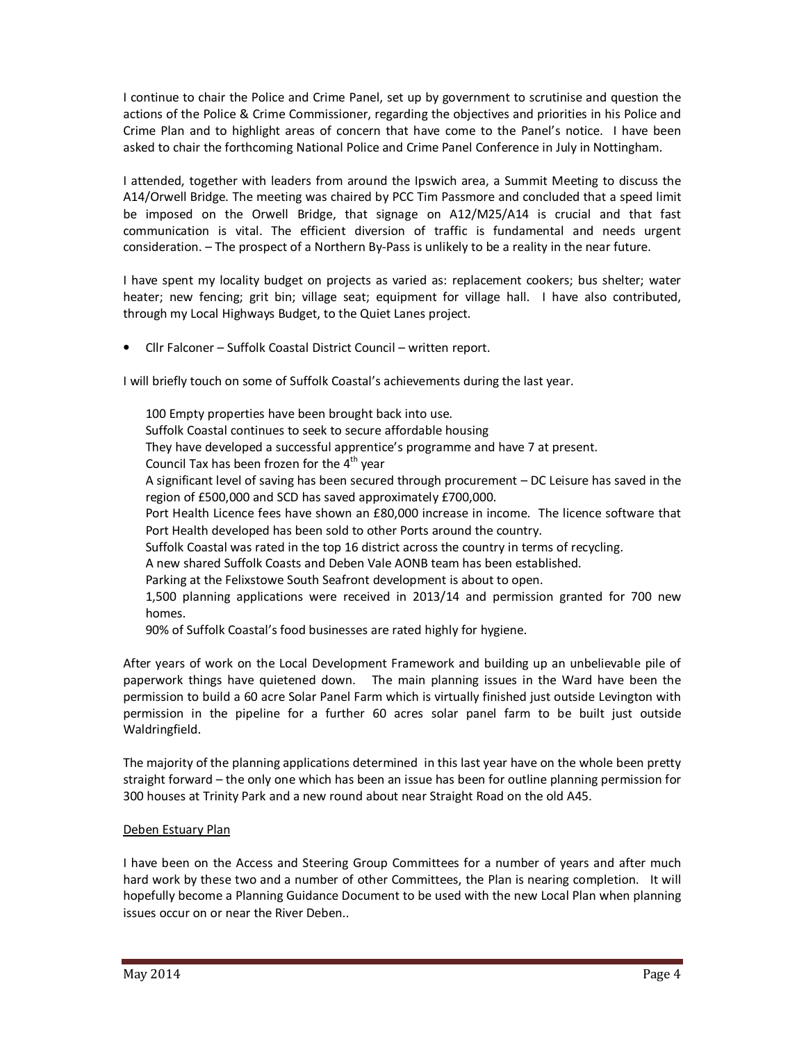I continue to chair the Police and Crime Panel, set up by government to scrutinise and question the actions of the Police & Crime Commissioner, regarding the objectives and priorities in his Police and Crime Plan and to highlight areas of concern that have come to the Panel's notice. I have been asked to chair the forthcoming National Police and Crime Panel Conference in July in Nottingham.

I attended, together with leaders from around the Ipswich area, a Summit Meeting to discuss the A14/Orwell Bridge. The meeting was chaired by PCC Tim Passmore and concluded that a speed limit be imposed on the Orwell Bridge, that signage on A12/M25/A14 is crucial and that fast communication is vital. The efficient diversion of traffic is fundamental and needs urgent consideration. – The prospect of a Northern By-Pass is unlikely to be a reality in the near future.

I have spent my locality budget on projects as varied as: replacement cookers; bus shelter; water heater; new fencing; grit bin; village seat; equipment for village hall. I have also contributed, through my Local Highways Budget, to the Quiet Lanes project.

- Cllr Falconer – Suffolk Coastal District Council – written report.

I will briefly touch on some of Suffolk Coastal's achievements during the last year.

100 Empty properties have been brought back into use.
Suffolk Coastal continues to seek to secure affordable housing
They have developed a successful apprentice's programme and have 7 at present.
Council Tax has been frozen for the 4th year
A significant level of saving has been secured through procurement – DC Leisure has saved in the region of £500,000 and SCD has saved approximately £700,000.
Port Health Licence fees have shown an £80,000 increase in income. The licence software that Port Health developed has been sold to other Ports around the country.
Suffolk Coastal was rated in the top 16 district across the country in terms of recycling.
A new shared Suffolk Coasts and Deben Vale AONB team has been established.
Parking at the Felixstowe South Seafront development is about to open.
1,500 planning applications were received in 2013/14 and permission granted for 700 new homes.
90% of Suffolk Coastal's food businesses are rated highly for hygiene.

After years of work on the Local Development Framework and building up an unbelievable pile of paperwork things have quietened down. The main planning issues in the Ward have been the permission to build a 60 acre Solar Panel Farm which is virtually finished just outside Levington with permission in the pipeline for a further 60 acres solar panel farm to be built just outside Waldringfield.

The majority of the planning applications determined in this last year have on the whole been pretty straight forward – the only one which has been an issue has been for outline planning permission for 300 houses at Trinity Park and a new round about near Straight Road on the old A45.

Deben Estuary Plan

I have been on the Access and Steering Group Committees for a number of years and after much hard work by these two and a number of other Committees, the Plan is nearing completion. It will hopefully become a Planning Guidance Document to be used with the new Local Plan when planning issues occur on or near the River Deben..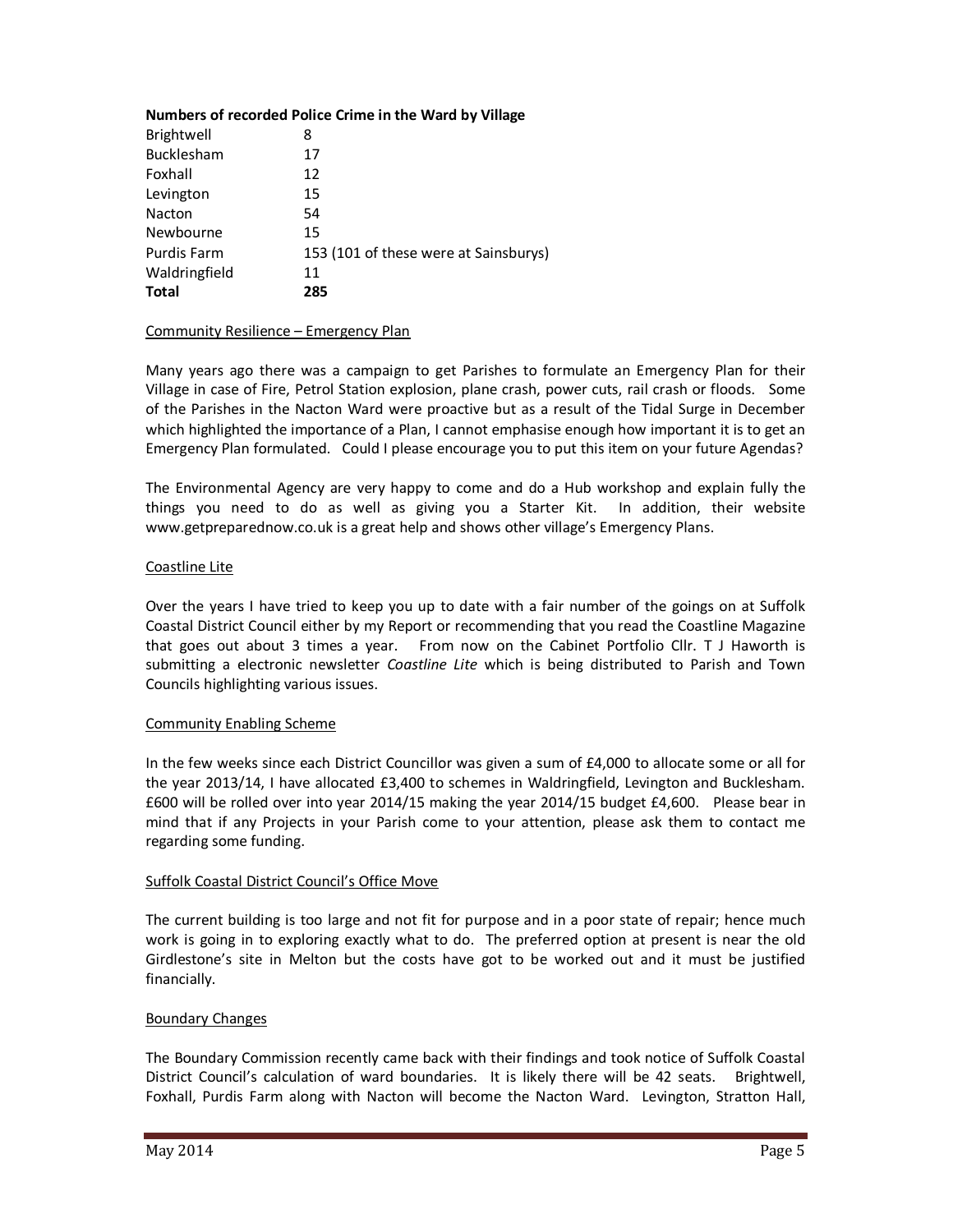**Numbers of recorded Police Crime in the Ward by Village**

| | |
|---|---|
| Brightwell | 8 |
| Bucklesham | 17 |
| Foxhall | 12 |
| Levington | 15 |
| Nacton | 54 |
| Newbourne | 15 |
| Purdis Farm | 153 (101 of these were at Sainsburys) |
| Waldringfield | 11 |
| **Total** | **285** |

Community Resilience – Emergency Plan

Many years ago there was a campaign to get Parishes to formulate an Emergency Plan for their Village in case of Fire, Petrol Station explosion, plane crash, power cuts, rail crash or floods. Some of the Parishes in the Nacton Ward were proactive but as a result of the Tidal Surge in December which highlighted the importance of a Plan, I cannot emphasise enough how important it is to get an Emergency Plan formulated. Could I please encourage you to put this item on your future Agendas?

The Environmental Agency are very happy to come and do a Hub workshop and explain fully the things you need to do as well as giving you a Starter Kit. In addition, their website www.getpreparednow.co.uk is a great help and shows other village's Emergency Plans.

Coastline Lite

Over the years I have tried to keep you up to date with a fair number of the goings on at Suffolk Coastal District Council either by my Report or recommending that you read the Coastline Magazine that goes out about 3 times a year. From now on the Cabinet Portfolio Cllr. T J Haworth is submitting a electronic newsletter *Coastline Lite* which is being distributed to Parish and Town Councils highlighting various issues.

Community Enabling Scheme

In the few weeks since each District Councillor was given a sum of £4,000 to allocate some or all for the year 2013/14, I have allocated £3,400 to schemes in Waldringfield, Levington and Bucklesham. £600 will be rolled over into year 2014/15 making the year 2014/15 budget £4,600. Please bear in mind that if any Projects in your Parish come to your attention, please ask them to contact me regarding some funding.

Suffolk Coastal District Council's Office Move

The current building is too large and not fit for purpose and in a poor state of repair; hence much work is going in to exploring exactly what to do. The preferred option at present is near the old Girdlestone's site in Melton but the costs have got to be worked out and it must be justified financially.

Boundary Changes

The Boundary Commission recently came back with their findings and took notice of Suffolk Coastal District Council's calculation of ward boundaries. It is likely there will be 42 seats. Brightwell, Foxhall, Purdis Farm along with Nacton will become the Nacton Ward. Levington, Stratton Hall,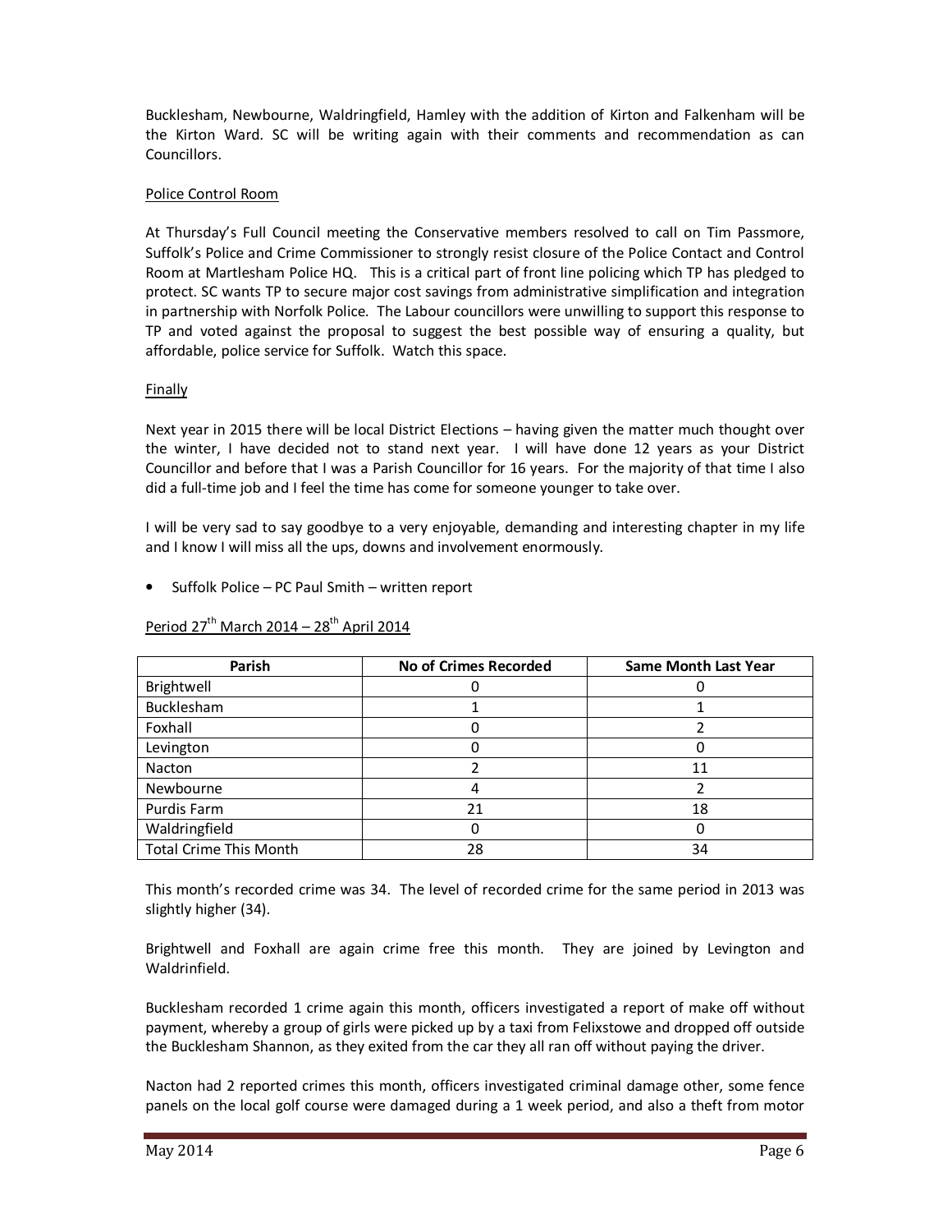Bucklesham, Newbourne, Waldringfield, Hamley with the addition of Kirton and Falkenham will be the Kirton Ward. SC will be writing again with their comments and recommendation as can Councillors.

Police Control Room

At Thursday's Full Council meeting the Conservative members resolved to call on Tim Passmore, Suffolk's Police and Crime Commissioner to strongly resist closure of the Police Contact and Control Room at Martlesham Police HQ. This is a critical part of front line policing which TP has pledged to protect. SC wants TP to secure major cost savings from administrative simplification and integration in partnership with Norfolk Police. The Labour councillors were unwilling to support this response to TP and voted against the proposal to suggest the best possible way of ensuring a quality, but affordable, police service for Suffolk. Watch this space.

Finally

Next year in 2015 there will be local District Elections – having given the matter much thought over the winter, I have decided not to stand next year. I will have done 12 years as your District Councillor and before that I was a Parish Councillor for 16 years. For the majority of that time I also did a full-time job and I feel the time has come for someone younger to take over.

I will be very sad to say goodbye to a very enjoyable, demanding and interesting chapter in my life and I know I will miss all the ups, downs and involvement enormously.

- Suffolk Police – PC Paul Smith – written report

Period 27th March 2014 – 28th April 2014

| Parish | No of Crimes Recorded | Same Month Last Year |
|---|---|---|
| Brightwell | 0 | 0 |
| Bucklesham | 1 | 1 |
| Foxhall | 0 | 2 |
| Levington | 0 | 0 |
| Nacton | 2 | 11 |
| Newbourne | 4 | 2 |
| Purdis Farm | 21 | 18 |
| Waldringfield | 0 | 0 |
| Total Crime This Month | 28 | 34 |

This month's recorded crime was 34. The level of recorded crime for the same period in 2013 was slightly higher (34).

Brightwell and Foxhall are again crime free this month. They are joined by Levington and Waldrinfield.

Bucklesham recorded 1 crime again this month, officers investigated a report of make off without payment, whereby a group of girls were picked up by a taxi from Felixstowe and dropped off outside the Bucklesham Shannon, as they exited from the car they all ran off without paying the driver.

Nacton had 2 reported crimes this month, officers investigated criminal damage other, some fence panels on the local golf course were damaged during a 1 week period, and also a theft from motor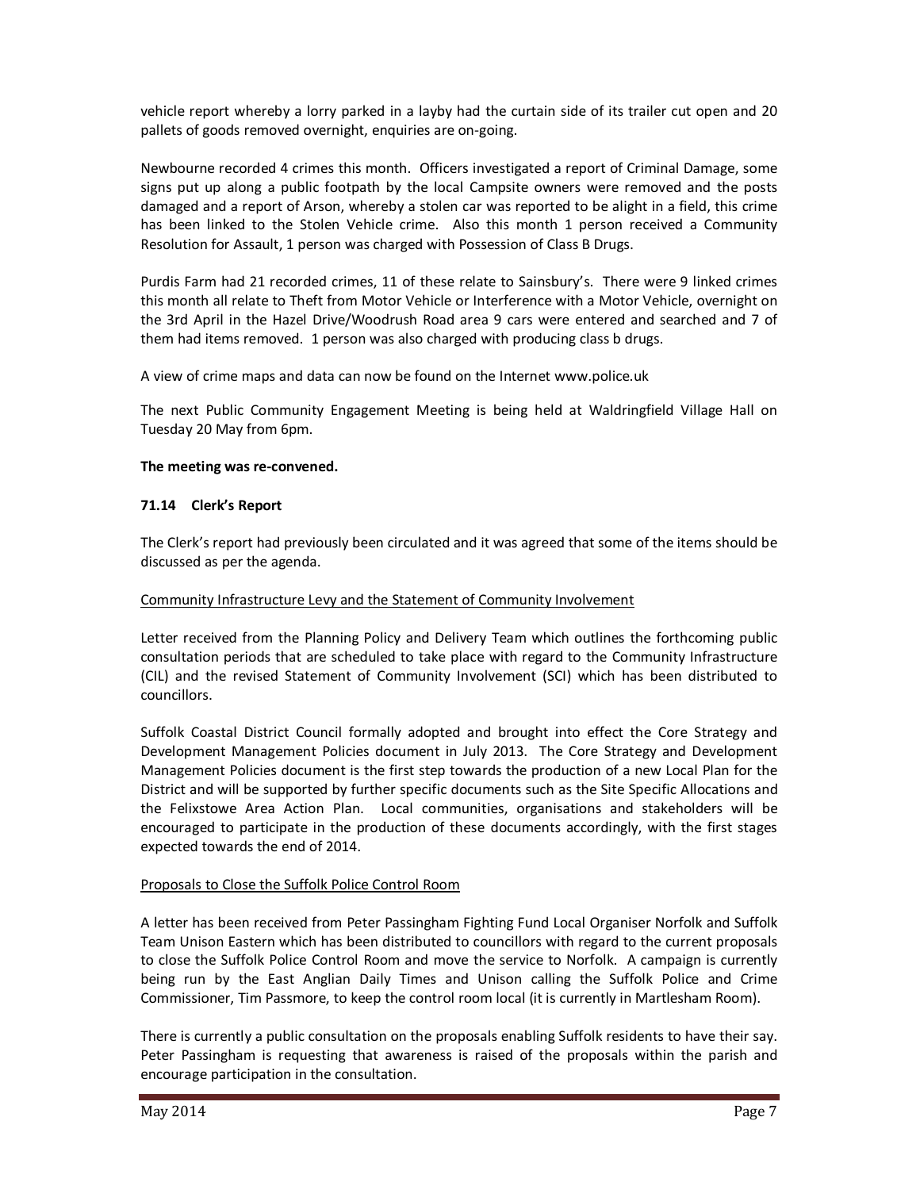vehicle report whereby a lorry parked in a layby had the curtain side of its trailer cut open and 20 pallets of goods removed overnight, enquiries are on-going.

Newbourne recorded 4 crimes this month. Officers investigated a report of Criminal Damage, some signs put up along a public footpath by the local Campsite owners were removed and the posts damaged and a report of Arson, whereby a stolen car was reported to be alight in a field, this crime has been linked to the Stolen Vehicle crime. Also this month 1 person received a Community Resolution for Assault, 1 person was charged with Possession of Class B Drugs.

Purdis Farm had 21 recorded crimes, 11 of these relate to Sainsbury's. There were 9 linked crimes this month all relate to Theft from Motor Vehicle or Interference with a Motor Vehicle, overnight on the 3rd April in the Hazel Drive/Woodrush Road area 9 cars were entered and searched and 7 of them had items removed. 1 person was also charged with producing class b drugs.

A view of crime maps and data can now be found on the Internet www.police.uk

The next Public Community Engagement Meeting is being held at Waldringfield Village Hall on Tuesday 20 May from 6pm.

**The meeting was re-convened.**

**71.14 Clerk's Report**

The Clerk's report had previously been circulated and it was agreed that some of the items should be discussed as per the agenda.

<u>Community Infrastructure Levy and the Statement of Community Involvement</u>

Letter received from the Planning Policy and Delivery Team which outlines the forthcoming public consultation periods that are scheduled to take place with regard to the Community Infrastructure (CIL) and the revised Statement of Community Involvement (SCI) which has been distributed to councillors.

Suffolk Coastal District Council formally adopted and brought into effect the Core Strategy and Development Management Policies document in July 2013. The Core Strategy and Development Management Policies document is the first step towards the production of a new Local Plan for the District and will be supported by further specific documents such as the Site Specific Allocations and the Felixstowe Area Action Plan. Local communities, organisations and stakeholders will be encouraged to participate in the production of these documents accordingly, with the first stages expected towards the end of 2014.

<u>Proposals to Close the Suffolk Police Control Room</u>

A letter has been received from Peter Passingham Fighting Fund Local Organiser Norfolk and Suffolk Team Unison Eastern which has been distributed to councillors with regard to the current proposals to close the Suffolk Police Control Room and move the service to Norfolk. A campaign is currently being run by the East Anglian Daily Times and Unison calling the Suffolk Police and Crime Commissioner, Tim Passmore, to keep the control room local (it is currently in Martlesham Room).

There is currently a public consultation on the proposals enabling Suffolk residents to have their say. Peter Passingham is requesting that awareness is raised of the proposals within the parish and encourage participation in the consultation.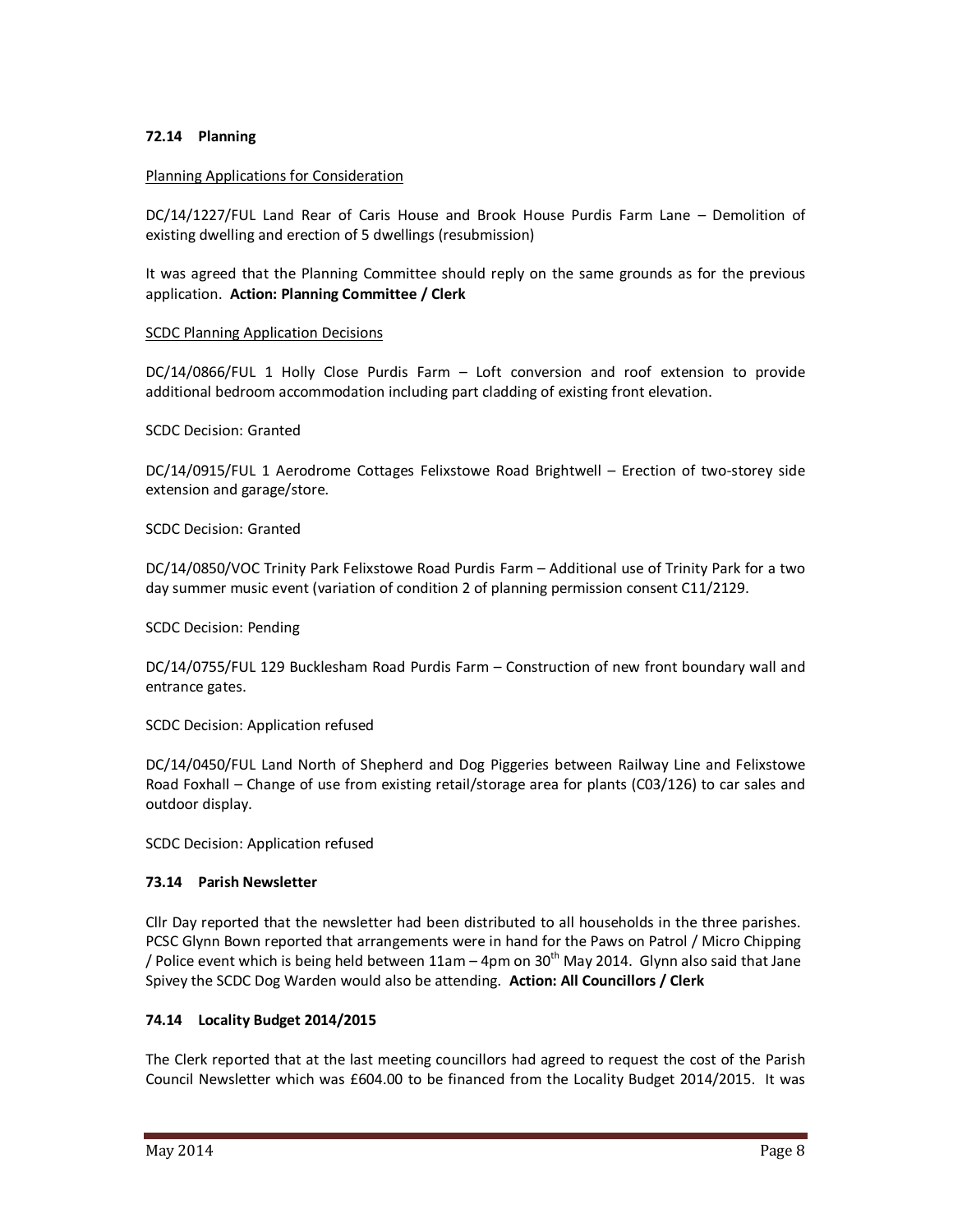### 72.14 Planning

Planning Applications for Consideration

DC/14/1227/FUL Land Rear of Caris House and Brook House Purdis Farm Lane – Demolition of existing dwelling and erection of 5 dwellings (resubmission)

It was agreed that the Planning Committee should reply on the same grounds as for the previous application. **Action: Planning Committee / Clerk**

SCDC Planning Application Decisions

DC/14/0866/FUL 1 Holly Close Purdis Farm – Loft conversion and roof extension to provide additional bedroom accommodation including part cladding of existing front elevation.

SCDC Decision: Granted

DC/14/0915/FUL 1 Aerodrome Cottages Felixstowe Road Brightwell – Erection of two-storey side extension and garage/store.

SCDC Decision: Granted

DC/14/0850/VOC Trinity Park Felixstowe Road Purdis Farm – Additional use of Trinity Park for a two day summer music event (variation of condition 2 of planning permission consent C11/2129.

SCDC Decision: Pending

DC/14/0755/FUL 129 Bucklesham Road Purdis Farm – Construction of new front boundary wall and entrance gates.

SCDC Decision: Application refused

DC/14/0450/FUL Land North of Shepherd and Dog Piggeries between Railway Line and Felixstowe Road Foxhall – Change of use from existing retail/storage area for plants (C03/126) to car sales and outdoor display.

SCDC Decision: Application refused

### 73.14 Parish Newsletter

Cllr Day reported that the newsletter had been distributed to all households in the three parishes. PCSC Glynn Bown reported that arrangements were in hand for the Paws on Patrol / Micro Chipping / Police event which is being held between 11am – 4pm on 30th May 2014. Glynn also said that Jane Spivey the SCDC Dog Warden would also be attending. **Action: All Councillors / Clerk**

### 74.14 Locality Budget 2014/2015

The Clerk reported that at the last meeting councillors had agreed to request the cost of the Parish Council Newsletter which was £604.00 to be financed from the Locality Budget 2014/2015. It was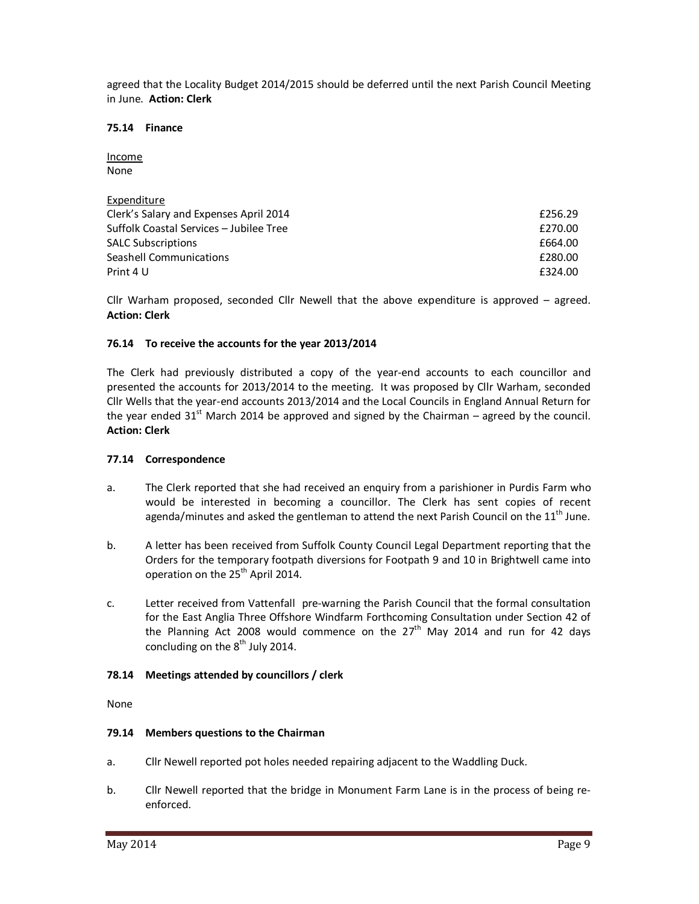agreed that the Locality Budget 2014/2015 should be deferred until the next Parish Council Meeting in June. **Action: Clerk**

**75.14 Finance**

Income
None

| Expenditure | |
|---|---|
| Clerk's Salary and Expenses April 2014 | £256.29 |
| Suffolk Coastal Services – Jubilee Tree | £270.00 |
| SALC Subscriptions | £664.00 |
| Seashell Communications | £280.00 |
| Print 4 U | £324.00 |

Cllr Warham proposed, seconded Cllr Newell that the above expenditure is approved – agreed. **Action: Clerk**

**76.14 To receive the accounts for the year 2013/2014**

The Clerk had previously distributed a copy of the year-end accounts to each councillor and presented the accounts for 2013/2014 to the meeting. It was proposed by Cllr Warham, seconded Cllr Wells that the year-end accounts 2013/2014 and the Local Councils in England Annual Return for the year ended 31st March 2014 be approved and signed by the Chairman – agreed by the council. **Action: Clerk**

**77.14 Correspondence**

a. The Clerk reported that she had received an enquiry from a parishioner in Purdis Farm who would be interested in becoming a councillor. The Clerk has sent copies of recent agenda/minutes and asked the gentleman to attend the next Parish Council on the 11th June.

b. A letter has been received from Suffolk County Council Legal Department reporting that the Orders for the temporary footpath diversions for Footpath 9 and 10 in Brightwell came into operation on the 25th April 2014.

c. Letter received from Vattenfall pre-warning the Parish Council that the formal consultation for the East Anglia Three Offshore Windfarm Forthcoming Consultation under Section 42 of the Planning Act 2008 would commence on the 27th May 2014 and run for 42 days concluding on the 8th July 2014.

**78.14 Meetings attended by councillors / clerk**

None

**79.14 Members questions to the Chairman**

a. Cllr Newell reported pot holes needed repairing adjacent to the Waddling Duck.

b. Cllr Newell reported that the bridge in Monument Farm Lane is in the process of being re-enforced.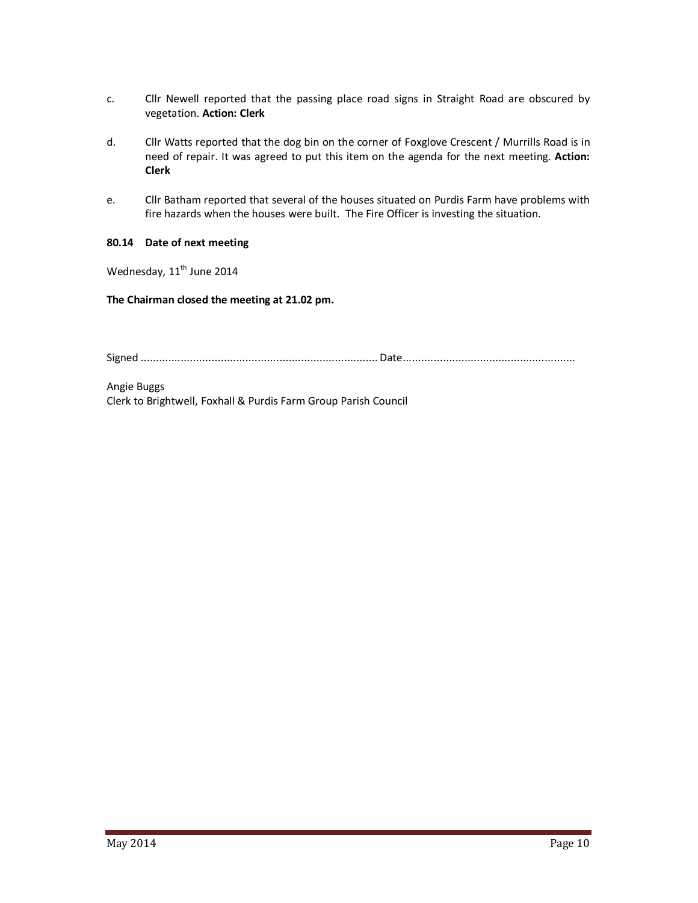c. Cllr Newell reported that the passing place road signs in Straight Road are obscured by vegetation. **Action: Clerk**

d. Cllr Watts reported that the dog bin on the corner of Foxglove Crescent / Murrills Road is in need of repair. It was agreed to put this item on the agenda for the next meeting. **Action: Clerk**

e. Cllr Batham reported that several of the houses situated on Purdis Farm have problems with fire hazards when the houses were built. The Fire Officer is investing the situation.

**80.14 Date of next meeting**

Wednesday, 11th June 2014

**The Chairman closed the meeting at 21.02 pm.**

Signed ............................................................................ Date........................................................

Angie Buggs
Clerk to Brightwell, Foxhall & Purdis Farm Group Parish Council